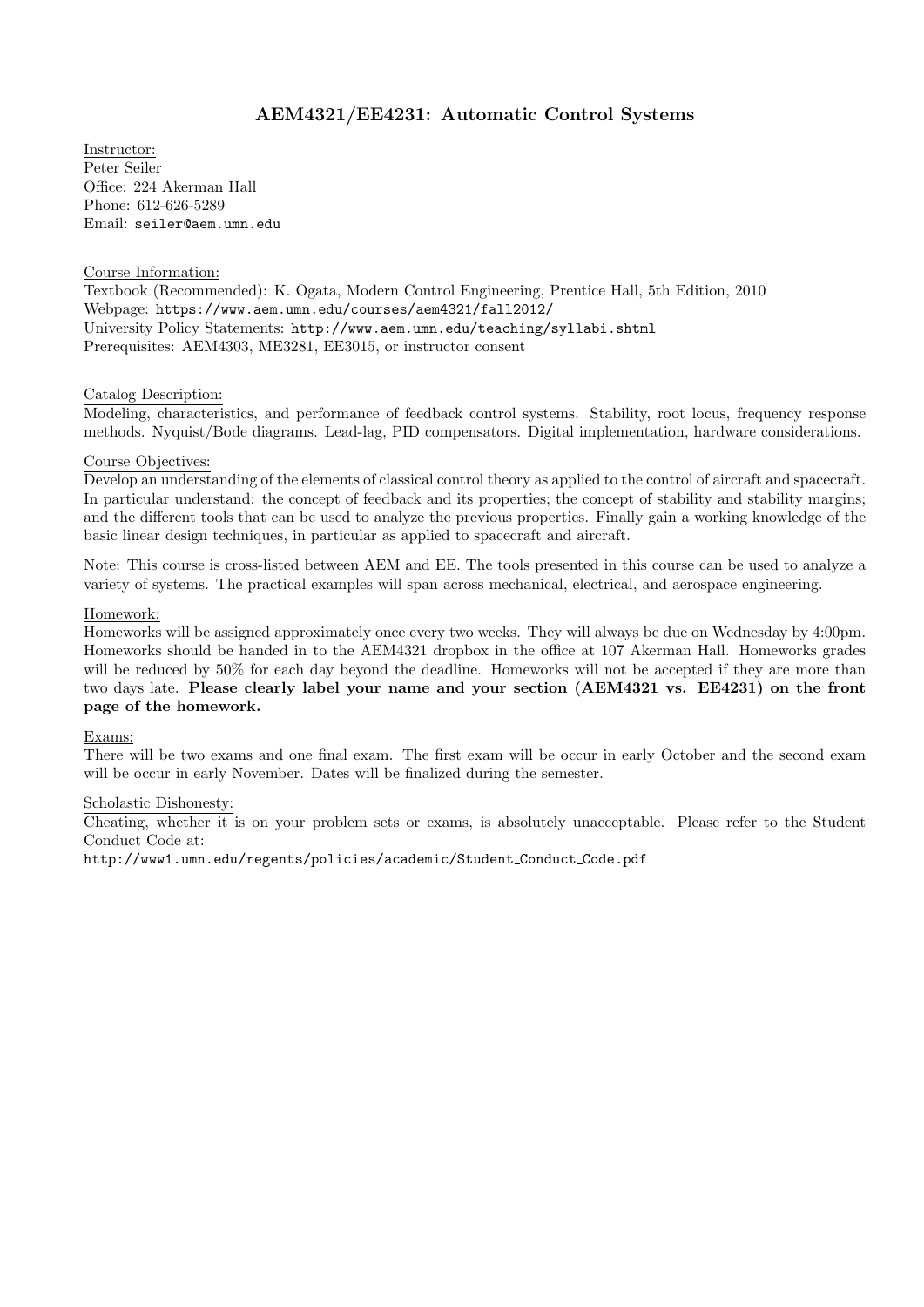# AEM4321/EE4231: Automatic Control Systems

Instructor:
Peter Seiler
Office: 224 Akerman Hall
Phone: 612-626-5289
Email: `seiler@aem.umn.edu`

Course Information:
Textbook (Recommended): K. Ogata, Modern Control Engineering, Prentice Hall, 5th Edition, 2010
Webpage: `https://www.aem.umn.edu/courses/aem4321/fall2012/`
University Policy Statements: `http://www.aem.umn.edu/teaching/syllabi.shtml`
Prerequisites: AEM4303, ME3281, EE3015, or instructor consent

Catalog Description:
Modeling, characteristics, and performance of feedback control systems. Stability, root locus, frequency response methods. Nyquist/Bode diagrams. Lead-lag, PID compensators. Digital implementation, hardware considerations.

Course Objectives:
Develop an understanding of the elements of classical control theory as applied to the control of aircraft and spacecraft. In particular understand: the concept of feedback and its properties; the concept of stability and stability margins; and the different tools that can be used to analyze the previous properties. Finally gain a working knowledge of the basic linear design techniques, in particular as applied to spacecraft and aircraft.

Note: This course is cross-listed between AEM and EE. The tools presented in this course can be used to analyze a variety of systems. The practical examples will span across mechanical, electrical, and aerospace engineering.

Homework:
Homeworks will be assigned approximately once every two weeks. They will always be due on Wednesday by 4:00pm. Homeworks should be handed in to the AEM4321 dropbox in the office at 107 Akerman Hall. Homeworks grades will be reduced by 50% for each day beyond the deadline. Homeworks will not be accepted if they are more than two days late. **Please clearly label your name and your section (AEM4321 vs. EE4231) on the front page of the homework.**

Exams:
There will be two exams and one final exam. The first exam will be occur in early October and the second exam will be occur in early November. Dates will be finalized during the semester.

Scholastic Dishonesty:
Cheating, whether it is on your problem sets or exams, is absolutely unacceptable. Please refer to the Student Conduct Code at:
`http://www1.umn.edu/regents/policies/academic/Student_Conduct_Code.pdf`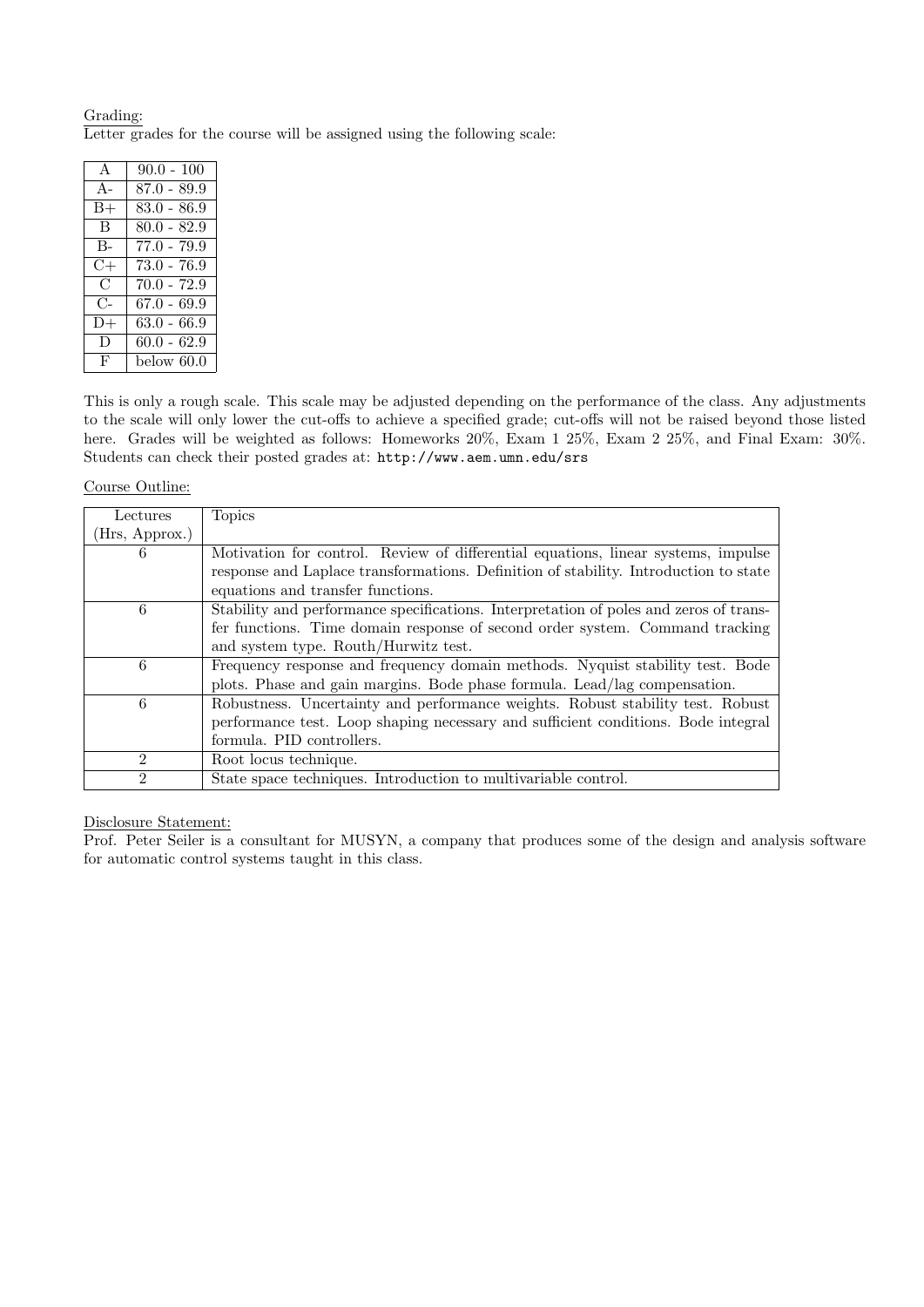Grading:

Letter grades for the course will be assigned using the following scale:

| | |
|---|---|
| A | 90.0 - 100 |
| A- | 87.0 - 89.9 |
| B+ | 83.0 - 86.9 |
| B | 80.0 - 82.9 |
| B- | 77.0 - 79.9 |
| C+ | 73.0 - 76.9 |
| C | 70.0 - 72.9 |
| C- | 67.0 - 69.9 |
| D+ | 63.0 - 66.9 |
| D | 60.0 - 62.9 |
| F | below 60.0 |

This is only a rough scale. This scale may be adjusted depending on the performance of the class. Any adjustments to the scale will only lower the cut-offs to achieve a specified grade; cut-offs will not be raised beyond those listed here. Grades will be weighted as follows: Homeworks 20%, Exam 1 25%, Exam 2 25%, and Final Exam: 30%. Students can check their posted grades at: `http://www.aem.umn.edu/srs`

Course Outline:

| Lectures (Hrs, Approx.) | Topics |
|---|---|
| 6 | Motivation for control. Review of differential equations, linear systems, impulse response and Laplace transformations. Definition of stability. Introduction to state equations and transfer functions. |
| 6 | Stability and performance specifications. Interpretation of poles and zeros of transfer functions. Time domain response of second order system. Command tracking and system type. Routh/Hurwitz test. |
| 6 | Frequency response and frequency domain methods. Nyquist stability test. Bode plots. Phase and gain margins. Bode phase formula. Lead/lag compensation. |
| 6 | Robustness. Uncertainty and performance weights. Robust stability test. Robust performance test. Loop shaping necessary and sufficient conditions. Bode integral formula. PID controllers. |
| 2 | Root locus technique. |
| 2 | State space techniques. Introduction to multivariable control. |

Disclosure Statement:

Prof. Peter Seiler is a consultant for MUSYN, a company that produces some of the design and analysis software for automatic control systems taught in this class.